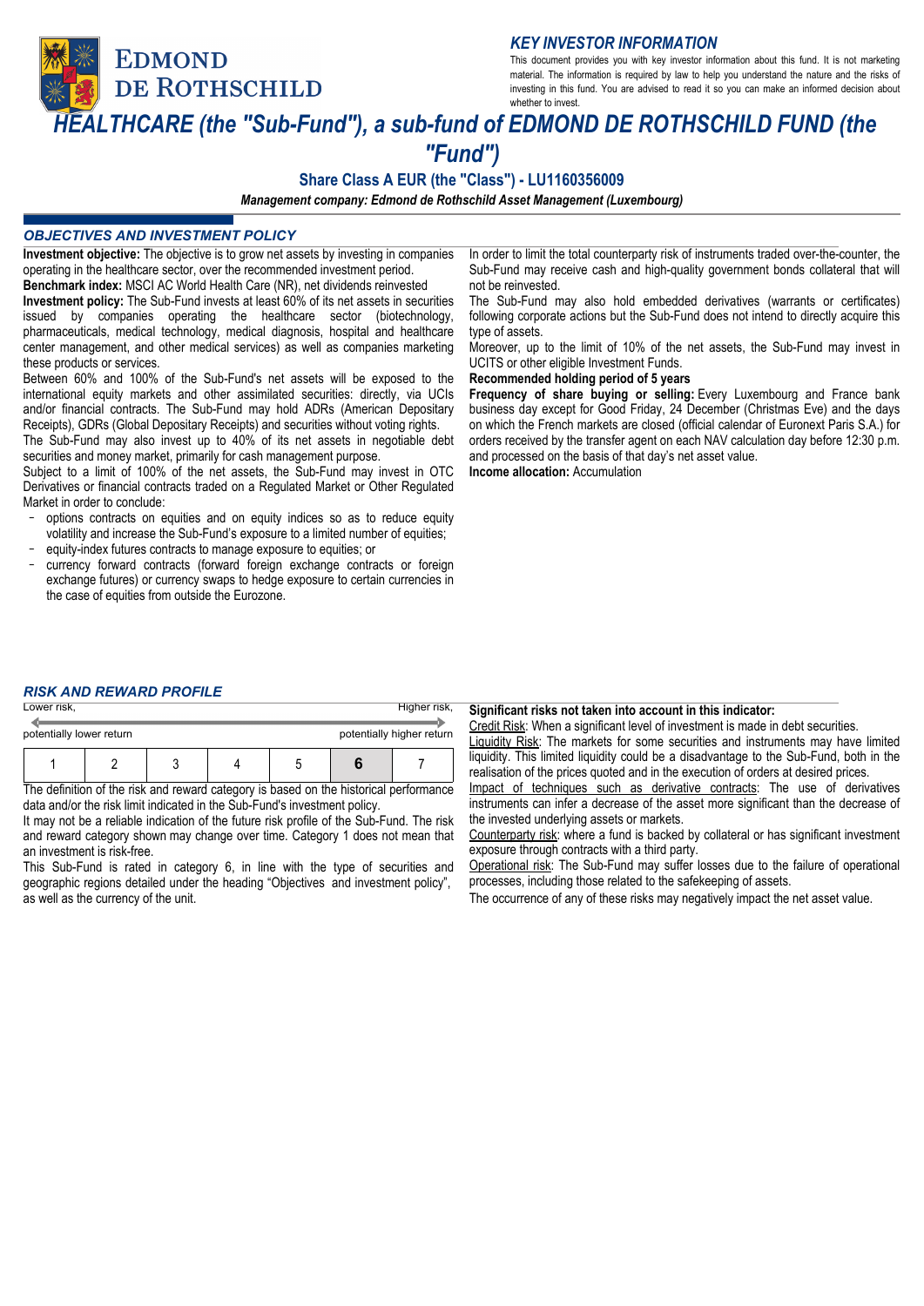**KEY INVESTOR INFORMATION**

This document provides you with key investor information about this fund. It is not marketing material. The information is required by law to help you understand the nature and the risks of investing in this fund. You are advised to read it so you can make an informed decision about whether to invest.

# HEALTHCARE (the "Sub-Fund"), a sub-fund of EDMOND DE ROTHSCHILD FUND (the "Fund")

## Share Class A EUR (the "Class") - LU1160356009

***Management company: Edmond de Rothschild Asset Management (Luxembourg)***

## OBJECTIVES AND INVESTMENT POLICY

**Investment objective:** The objective is to grow net assets by investing in companies operating in the healthcare sector, over the recommended investment period.

**Benchmark index:** MSCI AC World Health Care (NR), net dividends reinvested

**Investment policy:** The Sub-Fund invests at least 60% of its net assets in securities issued by companies operating the healthcare sector (biotechnology, pharmaceuticals, medical technology, medical diagnosis, hospital and healthcare center management, and other medical services) as well as companies marketing these products or services.

Between 60% and 100% of the Sub-Fund's net assets will be exposed to the international equity markets and other assimilated securities: directly, via UCIs and/or financial contracts. The Sub-Fund may hold ADRs (American Depositary Receipts), GDRs (Global Depositary Receipts) and securities without voting rights.

The Sub-Fund may also invest up to 40% of its net assets in negotiable debt securities and money market, primarily for cash management purpose.

Subject to a limit of 100% of the net assets, the Sub-Fund may invest in OTC Derivatives or financial contracts traded on a Regulated Market or Other Regulated Market in order to conclude:

- options contracts on equities and on equity indices so as to reduce equity volatility and increase the Sub-Fund's exposure to a limited number of equities;
- equity-index futures contracts to manage exposure to equities; or
- currency forward contracts (forward foreign exchange contracts or foreign exchange futures) or currency swaps to hedge exposure to certain currencies in the case of equities from outside the Eurozone.

In order to limit the total counterparty risk of instruments traded over-the-counter, the Sub-Fund may receive cash and high-quality government bonds collateral that will not be reinvested.

The Sub-Fund may also hold embedded derivatives (warrants or certificates) following corporate actions but the Sub-Fund does not intend to directly acquire this type of assets.

Moreover, up to the limit of 10% of the net assets, the Sub-Fund may invest in UCITS or other eligible Investment Funds.

**Recommended holding period of 5 years**

**Frequency of share buying or selling:** Every Luxembourg and France bank business day except for Good Friday, 24 December (Christmas Eve) and the days on which the French markets are closed (official calendar of Euronext Paris S.A.) for orders received by the transfer agent on each NAV calculation day before 12:30 p.m. and processed on the basis of that day's net asset value.

**Income allocation:** Accumulation

## RISK AND REWARD PROFILE

| Lower risk, potentially lower return | | | | | | Higher risk, potentially higher return |
|---|---|---|---|---|---|---|
| 1 | 2 | 3 | 4 | 5 | **6** | 7 |

The definition of the risk and reward category is based on the historical performance data and/or the risk limit indicated in the Sub-Fund's investment policy.

It may not be a reliable indication of the future risk profile of the Sub-Fund. The risk and reward category shown may change over time. Category 1 does not mean that an investment is risk-free.

This Sub-Fund is rated in category 6, in line with the type of securities and geographic regions detailed under the heading "Objectives and investment policy", as well as the currency of the unit.

**Significant risks not taken into account in this indicator:**

Credit Risk: When a significant level of investment is made in debt securities.

Liquidity Risk: The markets for some securities and instruments may have limited liquidity. This limited liquidity could be a disadvantage to the Sub-Fund, both in the realisation of the prices quoted and in the execution of orders at desired prices.

Impact of techniques such as derivative contracts: The use of derivatives instruments can infer a decrease of the asset more significant than the decrease of the invested underlying assets or markets.

Counterparty risk: where a fund is backed by collateral or has significant investment exposure through contracts with a third party.

Operational risk: The Sub-Fund may suffer losses due to the failure of operational processes, including those related to the safekeeping of assets.

The occurrence of any of these risks may negatively impact the net asset value.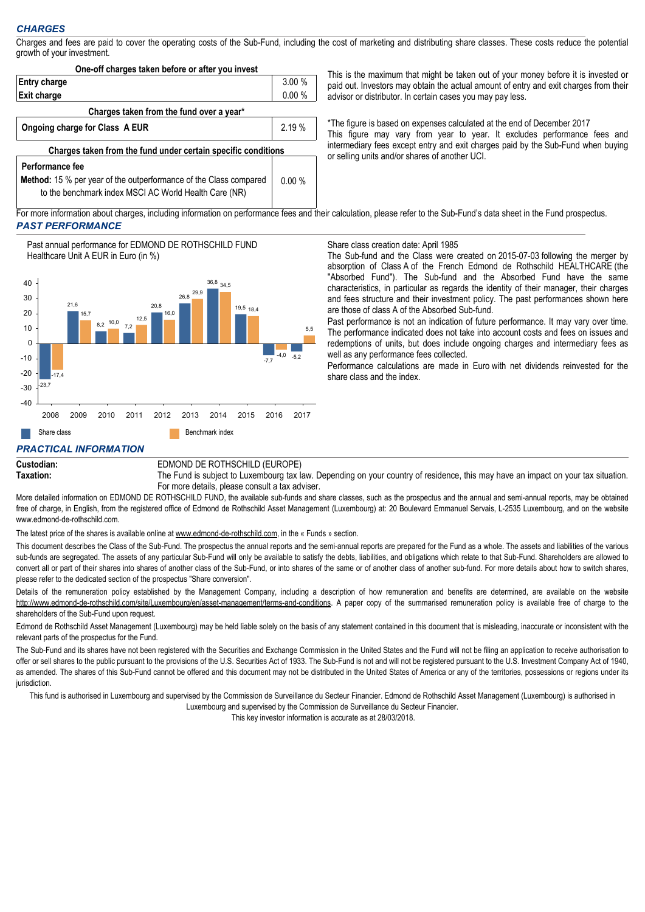## CHARGES

Charges and fees are paid to cover the operating costs of the Sub-Fund, including the cost of marketing and distributing share classes. These costs reduce the potential growth of your investment.

| One-off charges taken before or after you invest | |
|---|---|
| **Entry charge** | 3.00 % |
| **Exit charge** | 0.00 % |
| **Charges taken from the fund over a year*** | |
| **Ongoing charge for Class A EUR** | 2.19 % |
| **Charges taken from the fund under certain specific conditions** | |
| **Performance fee**<br>**Method:** 15 % per year of the outperformance of the Class compared to the benchmark index MSCI AC World Health Care (NR) | 0.00 % |

This is the maximum that might be taken out of your money before it is invested or paid out. Investors may obtain the actual amount of entry and exit charges from their advisor or distributor. In certain cases you may pay less.

*The figure is based on expenses calculated at the end of December 2017
This figure may vary from year to year. It excludes performance fees and intermediary fees except entry and exit charges paid by the Sub-Fund when buying or selling units and/or shares of another UCI.

For more information about charges, including information on performance fees and their calculation, please refer to the Sub-Fund's data sheet in the Fund prospectus.

## PAST PERFORMANCE

Past annual performance for EDMOND DE ROTHSCHILD FUND Healthcare Unit A EUR in Euro (in %)

40
30
20
10
0
-10
-20
-30
-40

2008: -23,7 / -17,4
2009: 21,6 / 15,7
2010: 8,2 / 10,0
2011: 7,2 / 12,5
2012: 20,8 / 16,0
2013: 26,8 / 29,9
2014: 36,8 / 34,5
2015: 19,5 / 18,4
2016: -7,7 / -4,0
2017: -5,2 / 5,5

Share class
Benchmark index

Share class creation date: April 1985

The Sub-fund and the Class were created on 2015-07-03 following the merger by absorption of Class A of the French Edmond de Rothschild HEALTHCARE (the "Absorbed Fund"). The Sub-fund and the Absorbed Fund have the same characteristics, in particular as regards the identity of their manager, their charges and fees structure and their investment policy. The past performances shown here are those of class A of the Absorbed Sub-fund.

Past performance is not an indication of future performance. It may vary over time. The performance indicated does not take into account costs and fees on issues and redemptions of units, but does include ongoing charges and intermediary fees as well as any performance fees collected.

Performance calculations are made in Euro with net dividends reinvested for the share class and the index.

## PRACTICAL INFORMATION

**Custodian:** EDMOND DE ROTHSCHILD (EUROPE)

**Taxation:** The Fund is subject to Luxembourg tax law. Depending on your country of residence, this may have an impact on your tax situation. For more details, please consult a tax adviser.

More detailed information on EDMOND DE ROTHSCHILD FUND, the available sub-funds and share classes, such as the prospectus and the annual and semi-annual reports, may be obtained free of charge, in English, from the registered office of Edmond de Rothschild Asset Management (Luxembourg) at: 20 Boulevard Emmanuel Servais, L-2535 Luxembourg, and on the website www.edmond-de-rothschild.com.

The latest price of the shares is available online at www.edmond-de-rothschild.com, in the « Funds » section.

This document describes the Class of the Sub-Fund. The prospectus the annual reports and the semi-annual reports are prepared for the Fund as a whole. The assets and liabilities of the various sub-funds are segregated. The assets of any particular Sub-Fund will only be available to satisfy the debts, liabilities, and obligations which relate to that Sub-Fund. Shareholders are allowed to convert all or part of their shares into shares of another class of the Sub-Fund, or into shares of the same or of another class of another sub-fund. For more details about how to switch shares, please refer to the dedicated section of the prospectus "Share conversion".

Details of the remuneration policy established by the Management Company, including a description of how remuneration and benefits are determined, are available on the website http://www.edmond-de-rothschild.com/site/Luxembourg/en/asset-management/terms-and-conditions. A paper copy of the summarised remuneration policy is available free of charge to the shareholders of the Sub-Fund upon request.

Edmond de Rothschild Asset Management (Luxembourg) may be held liable solely on the basis of any statement contained in this document that is misleading, inaccurate or inconsistent with the relevant parts of the prospectus for the Fund.

The Sub-Fund and its shares have not been registered with the Securities and Exchange Commission in the United States and the Fund will not be filing an application to receive authorisation to offer or sell shares to the public pursuant to the provisions of the U.S. Securities Act of 1933. The Sub-Fund is not and will not be registered pursuant to the U.S. Investment Company Act of 1940, as amended. The shares of this Sub-Fund cannot be offered and this document may not be distributed in the United States of America or any of the territories, possessions or regions under its jurisdiction.

This fund is authorised in Luxembourg and supervised by the Commission de Surveillance du Secteur Financier. Edmond de Rothschild Asset Management (Luxembourg) is authorised in Luxembourg and supervised by the Commission de Surveillance du Secteur Financier.

This key investor information is accurate as at 28/03/2018.